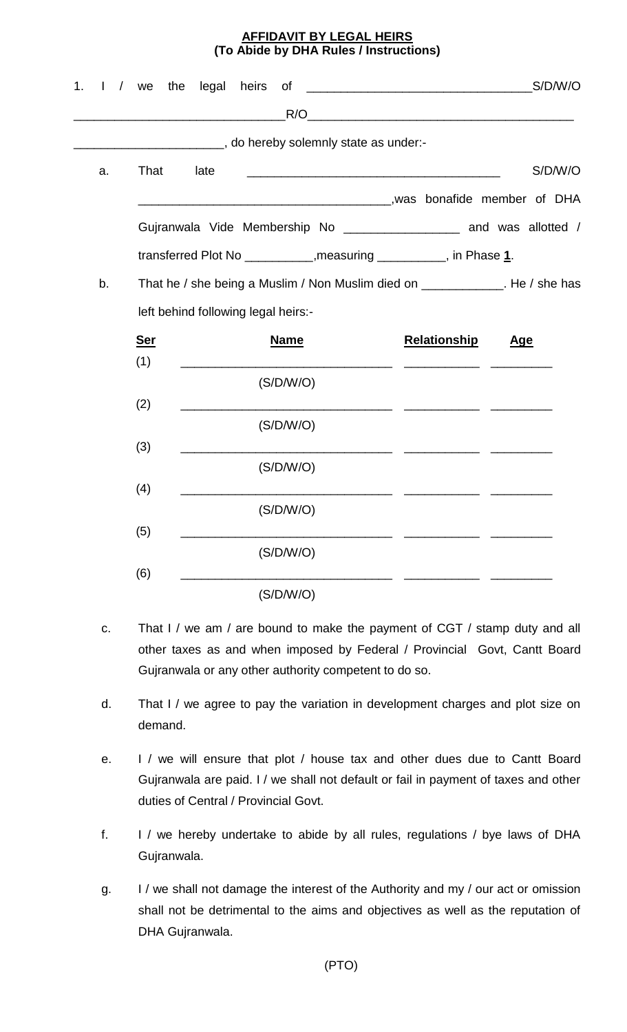**AFFIDAVIT BY LEGAL HEIRS**
**(To Abide by DHA Rules / Instructions)**

1. I / we the legal heirs of ________________________________S/D/W/O ______________________________R/O_______________________________________ ______________________, do hereby solemnly state as under:-

   a. That late ____________________________________ S/D/W/O ____________________________________,was bonafide member of DHA Gujranwala Vide Membership No _________________ and was allotted / transferred Plot No __________,measuring __________, in Phase **1**.

   b. That he / she being a Muslim / Non Muslim died on ____________. He / she has left behind following legal heirs:-

| **Ser** | **Name** | **Relationship** | **Age** |
|---|---|---|---|
| (1) | ______________________________ (S/D/W/O) | ___________ | _________ |
| (2) | ______________________________ (S/D/W/O) | ___________ | _________ |
| (3) | ______________________________ (S/D/W/O) | ___________ | _________ |
| (4) | ______________________________ (S/D/W/O) | ___________ | _________ |
| (5) | ______________________________ (S/D/W/O) | ___________ | _________ |
| (6) | ______________________________ (S/D/W/O) | ___________ | _________ |

   c. That I / we am / are bound to make the payment of CGT / stamp duty and all other taxes as and when imposed by Federal / Provincial Govt, Cantt Board Gujranwala or any other authority competent to do so.

   d. That I / we agree to pay the variation in development charges and plot size on demand.

   e. I / we will ensure that plot / house tax and other dues due to Cantt Board Gujranwala are paid. I / we shall not default or fail in payment of taxes and other duties of Central / Provincial Govt.

   f. I / we hereby undertake to abide by all rules, regulations / bye laws of DHA Gujranwala.

   g. I / we shall not damage the interest of the Authority and my / our act or omission shall not be detrimental to the aims and objectives as well as the reputation of DHA Gujranwala.

(PTO)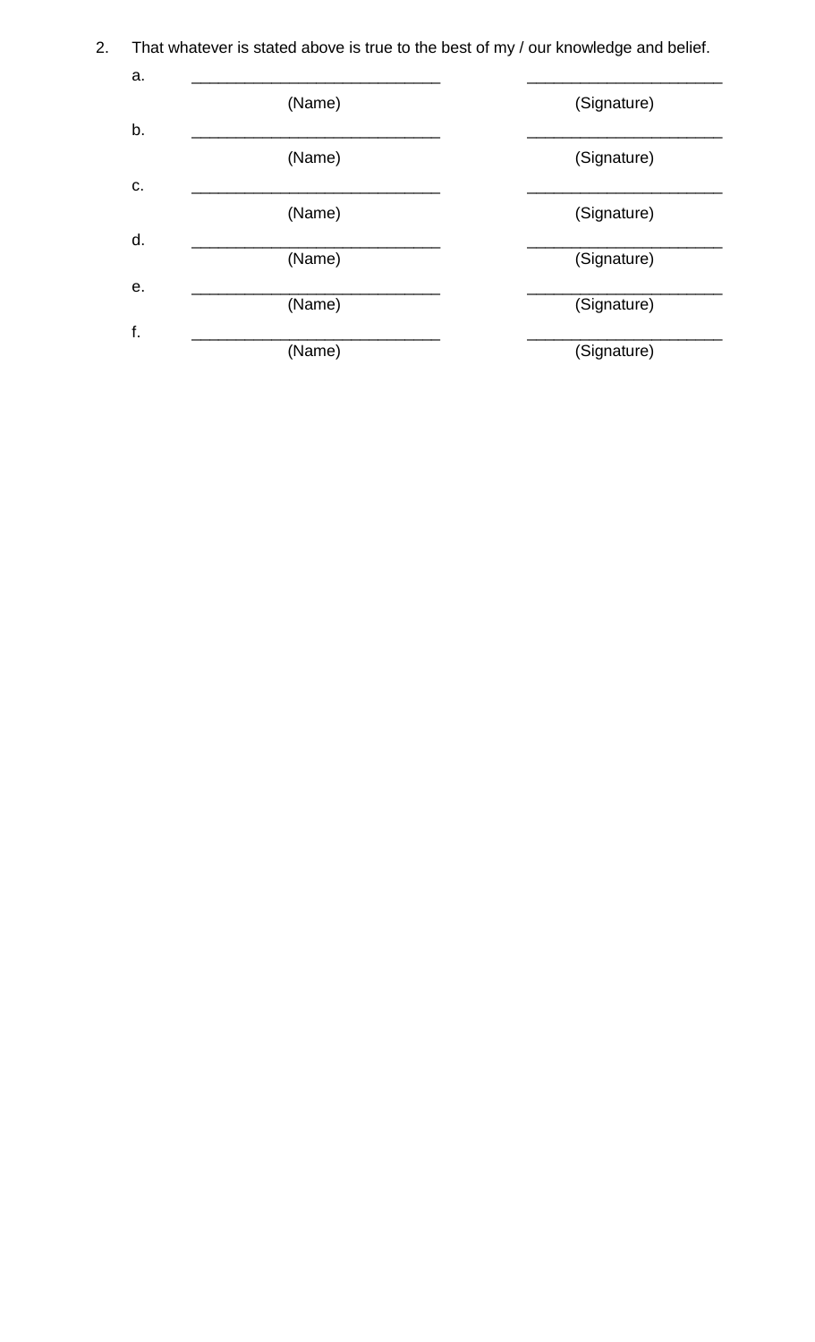2. That whatever is stated above is true to the best of my / our knowledge and belief.

a. ____________________________ ______________________

(Name) (Signature)

b. ____________________________ ______________________

(Name) (Signature)

c. ____________________________ ______________________

(Name) (Signature)

d. ____________________________ ______________________

(Name) (Signature)

e. ____________________________ ______________________

(Name) (Signature)

f. ____________________________ ______________________

(Name) (Signature)